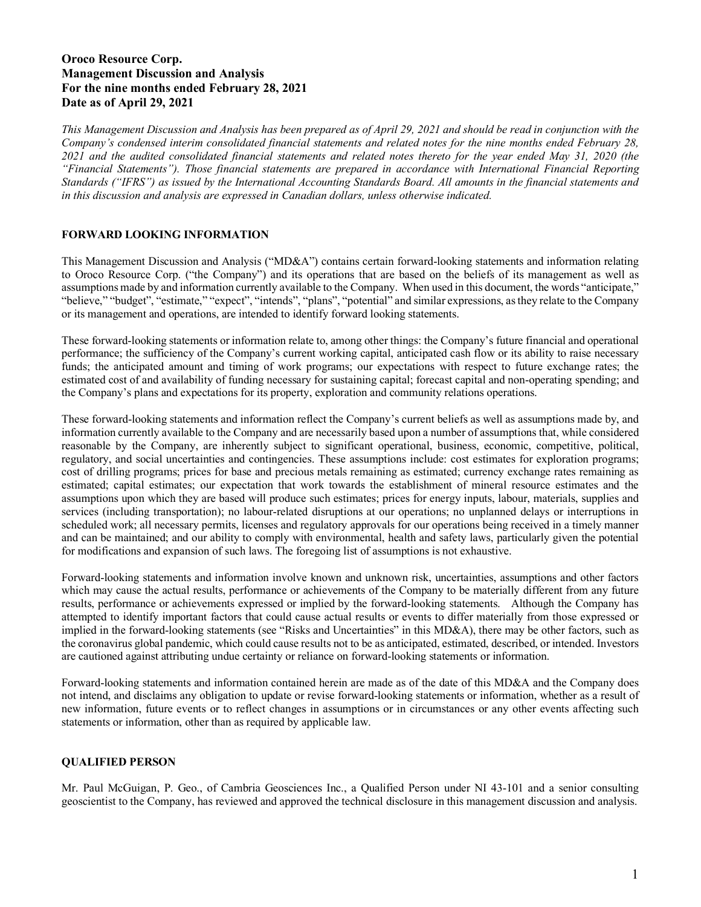**Oroco Resource Corp.**
**Management Discussion and Analysis**
**For the nine months ended February 28, 2021**
**Date as of April 29, 2021**

*This Management Discussion and Analysis has been prepared as of April 29, 2021 and should be read in conjunction with the Company's condensed interim consolidated financial statements and related notes for the nine months ended February 28, 2021 and the audited consolidated financial statements and related notes thereto for the year ended May 31, 2020 (the "Financial Statements"). Those financial statements are prepared in accordance with International Financial Reporting Standards ("IFRS") as issued by the International Accounting Standards Board. All amounts in the financial statements and in this discussion and analysis are expressed in Canadian dollars, unless otherwise indicated.*

## FORWARD LOOKING INFORMATION

This Management Discussion and Analysis ("MD&A") contains certain forward-looking statements and information relating to Oroco Resource Corp. ("the Company") and its operations that are based on the beliefs of its management as well as assumptions made by and information currently available to the Company. When used in this document, the words "anticipate," "believe," "budget", "estimate," "expect", "intends", "plans", "potential" and similar expressions, as they relate to the Company or its management and operations, are intended to identify forward looking statements.

These forward-looking statements or information relate to, among other things: the Company's future financial and operational performance; the sufficiency of the Company's current working capital, anticipated cash flow or its ability to raise necessary funds; the anticipated amount and timing of work programs; our expectations with respect to future exchange rates; the estimated cost of and availability of funding necessary for sustaining capital; forecast capital and non-operating spending; and the Company's plans and expectations for its property, exploration and community relations operations.

These forward-looking statements and information reflect the Company's current beliefs as well as assumptions made by, and information currently available to the Company and are necessarily based upon a number of assumptions that, while considered reasonable by the Company, are inherently subject to significant operational, business, economic, competitive, political, regulatory, and social uncertainties and contingencies. These assumptions include: cost estimates for exploration programs; cost of drilling programs; prices for base and precious metals remaining as estimated; currency exchange rates remaining as estimated; capital estimates; our expectation that work towards the establishment of mineral resource estimates and the assumptions upon which they are based will produce such estimates; prices for energy inputs, labour, materials, supplies and services (including transportation); no labour-related disruptions at our operations; no unplanned delays or interruptions in scheduled work; all necessary permits, licenses and regulatory approvals for our operations being received in a timely manner and can be maintained; and our ability to comply with environmental, health and safety laws, particularly given the potential for modifications and expansion of such laws. The foregoing list of assumptions is not exhaustive.

Forward-looking statements and information involve known and unknown risk, uncertainties, assumptions and other factors which may cause the actual results, performance or achievements of the Company to be materially different from any future results, performance or achievements expressed or implied by the forward-looking statements. Although the Company has attempted to identify important factors that could cause actual results or events to differ materially from those expressed or implied in the forward-looking statements (see "Risks and Uncertainties" in this MD&A), there may be other factors, such as the coronavirus global pandemic, which could cause results not to be as anticipated, estimated, described, or intended. Investors are cautioned against attributing undue certainty or reliance on forward-looking statements or information.

Forward-looking statements and information contained herein are made as of the date of this MD&A and the Company does not intend, and disclaims any obligation to update or revise forward-looking statements or information, whether as a result of new information, future events or to reflect changes in assumptions or in circumstances or any other events affecting such statements or information, other than as required by applicable law.

## QUALIFIED PERSON

Mr. Paul McGuigan, P. Geo., of Cambria Geosciences Inc., a Qualified Person under NI 43-101 and a senior consulting geoscientist to the Company, has reviewed and approved the technical disclosure in this management discussion and analysis.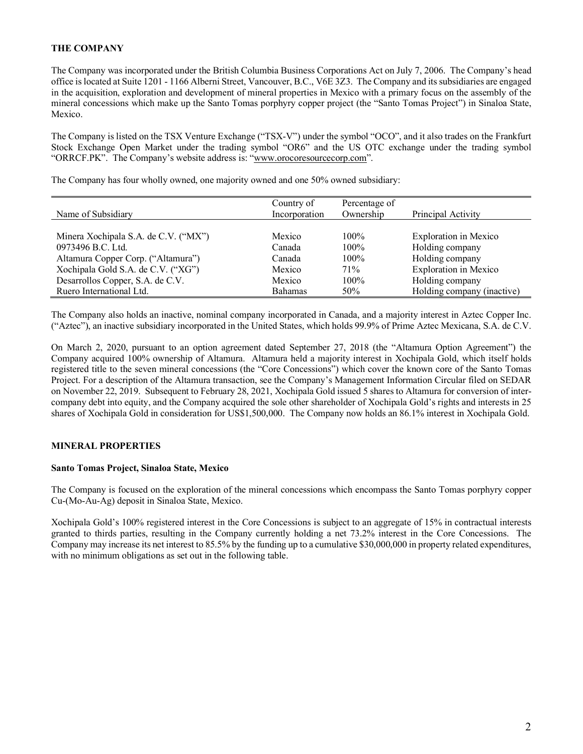## THE COMPANY

The Company was incorporated under the British Columbia Business Corporations Act on July 7, 2006. The Company's head office is located at Suite 1201 - 1166 Alberni Street, Vancouver, B.C., V6E 3Z3. The Company and its subsidiaries are engaged in the acquisition, exploration and development of mineral properties in Mexico with a primary focus on the assembly of the mineral concessions which make up the Santo Tomas porphyry copper project (the "Santo Tomas Project") in Sinaloa State, Mexico.

The Company is listed on the TSX Venture Exchange ("TSX-V") under the symbol "OCO", and it also trades on the Frankfurt Stock Exchange Open Market under the trading symbol "OR6" and the US OTC exchange under the trading symbol "ORRCF.PK". The Company's website address is: "www.orocoresourcecorp.com".

The Company has four wholly owned, one majority owned and one 50% owned subsidiary:

| Name of Subsidiary | Country of Incorporation | Percentage of Ownership | Principal Activity |
|---|---|---|---|
| Minera Xochipala S.A. de C.V. ("MX") | Mexico | 100% | Exploration in Mexico |
| 0973496 B.C. Ltd. | Canada | 100% | Holding company |
| Altamura Copper Corp. ("Altamura") | Canada | 100% | Holding company |
| Xochipala Gold S.A. de C.V. ("XG") | Mexico | 71% | Exploration in Mexico |
| Desarrollos Copper, S.A. de C.V. | Mexico | 100% | Holding company |
| Ruero International Ltd. | Bahamas | 50% | Holding company (inactive) |

The Company also holds an inactive, nominal company incorporated in Canada, and a majority interest in Aztec Copper Inc. ("Aztec"), an inactive subsidiary incorporated in the United States, which holds 99.9% of Prime Aztec Mexicana, S.A. de C.V.

On March 2, 2020, pursuant to an option agreement dated September 27, 2018 (the "Altamura Option Agreement") the Company acquired 100% ownership of Altamura. Altamura held a majority interest in Xochipala Gold, which itself holds registered title to the seven mineral concessions (the "Core Concessions") which cover the known core of the Santo Tomas Project. For a description of the Altamura transaction, see the Company's Management Information Circular filed on SEDAR on November 22, 2019. Subsequent to February 28, 2021, Xochipala Gold issued 5 shares to Altamura for conversion of inter-company debt into equity, and the Company acquired the sole other shareholder of Xochipala Gold's rights and interests in 25 shares of Xochipala Gold in consideration for US$1,500,000. The Company now holds an 86.1% interest in Xochipala Gold.

## MINERAL PROPERTIES

### Santo Tomas Project, Sinaloa State, Mexico

The Company is focused on the exploration of the mineral concessions which encompass the Santo Tomas porphyry copper Cu-(Mo-Au-Ag) deposit in Sinaloa State, Mexico.

Xochipala Gold's 100% registered interest in the Core Concessions is subject to an aggregate of 15% in contractual interests granted to thirds parties, resulting in the Company currently holding a net 73.2% interest in the Core Concessions. The Company may increase its net interest to 85.5% by the funding up to a cumulative $30,000,000 in property related expenditures, with no minimum obligations as set out in the following table.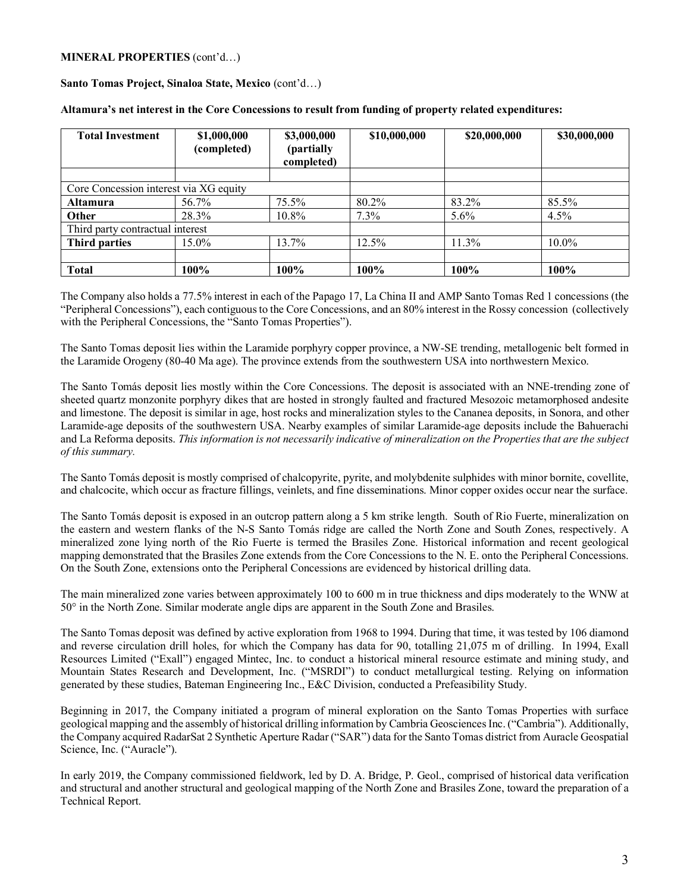**MINERAL PROPERTIES** (cont'd…)

**Santo Tomas Project, Sinaloa State, Mexico** (cont'd…)

**Altamura's net interest in the Core Concessions to result from funding of property related expenditures:**

| **Total Investment** | **$1,000,000 (completed)** | **$3,000,000 (partially completed)** | **$10,000,000** | **$20,000,000** | **$30,000,000** |
|---|---|---|---|---|---|
| | | | | | |
| Core Concession interest via XG equity | | | | | |
| **Altamura** | 56.7% | 75.5% | 80.2% | 83.2% | 85.5% |
| **Other** | 28.3% | 10.8% | 7.3% | 5.6% | 4.5% |
| Third party contractual interest | | | | | |
| **Third parties** | 15.0% | 13.7% | 12.5% | 11.3% | 10.0% |
| | | | | | |
| **Total** | **100%** | **100%** | **100%** | **100%** | **100%** |

The Company also holds a 77.5% interest in each of the Papago 17, La China II and AMP Santo Tomas Red 1 concessions (the "Peripheral Concessions"), each contiguous to the Core Concessions, and an 80% interest in the Rossy concession (collectively with the Peripheral Concessions, the "Santo Tomas Properties").

The Santo Tomas deposit lies within the Laramide porphyry copper province, a NW-SE trending, metallogenic belt formed in the Laramide Orogeny (80-40 Ma age). The province extends from the southwestern USA into northwestern Mexico.

The Santo Tomás deposit lies mostly within the Core Concessions. The deposit is associated with an NNE-trending zone of sheeted quartz monzonite porphyry dikes that are hosted in strongly faulted and fractured Mesozoic metamorphosed andesite and limestone. The deposit is similar in age, host rocks and mineralization styles to the Cananea deposits, in Sonora, and other Laramide-age deposits of the southwestern USA. Nearby examples of similar Laramide-age deposits include the Bahuerachi and La Reforma deposits. *This information is not necessarily indicative of mineralization on the Properties that are the subject of this summary.*

The Santo Tomás deposit is mostly comprised of chalcopyrite, pyrite, and molybdenite sulphides with minor bornite, covellite, and chalcocite, which occur as fracture fillings, veinlets, and fine disseminations. Minor copper oxides occur near the surface.

The Santo Tomás deposit is exposed in an outcrop pattern along a 5 km strike length. South of Rio Fuerte, mineralization on the eastern and western flanks of the N-S Santo Tomás ridge are called the North Zone and South Zones, respectively. A mineralized zone lying north of the Rio Fuerte is termed the Brasiles Zone. Historical information and recent geological mapping demonstrated that the Brasiles Zone extends from the Core Concessions to the N. E. onto the Peripheral Concessions. On the South Zone, extensions onto the Peripheral Concessions are evidenced by historical drilling data.

The main mineralized zone varies between approximately 100 to 600 m in true thickness and dips moderately to the WNW at 50° in the North Zone. Similar moderate angle dips are apparent in the South Zone and Brasiles.

The Santo Tomas deposit was defined by active exploration from 1968 to 1994. During that time, it was tested by 106 diamond and reverse circulation drill holes, for which the Company has data for 90, totalling 21,075 m of drilling. In 1994, Exall Resources Limited ("Exall") engaged Mintec, Inc. to conduct a historical mineral resource estimate and mining study, and Mountain States Research and Development, Inc. ("MSRDI") to conduct metallurgical testing. Relying on information generated by these studies, Bateman Engineering Inc., E&C Division, conducted a Prefeasibility Study.

Beginning in 2017, the Company initiated a program of mineral exploration on the Santo Tomas Properties with surface geological mapping and the assembly of historical drilling information by Cambria Geosciences Inc. ("Cambria"). Additionally, the Company acquired RadarSat 2 Synthetic Aperture Radar ("SAR") data for the Santo Tomas district from Auracle Geospatial Science, Inc. ("Auracle").

In early 2019, the Company commissioned fieldwork, led by D. A. Bridge, P. Geol., comprised of historical data verification and structural and another structural and geological mapping of the North Zone and Brasiles Zone, toward the preparation of a Technical Report.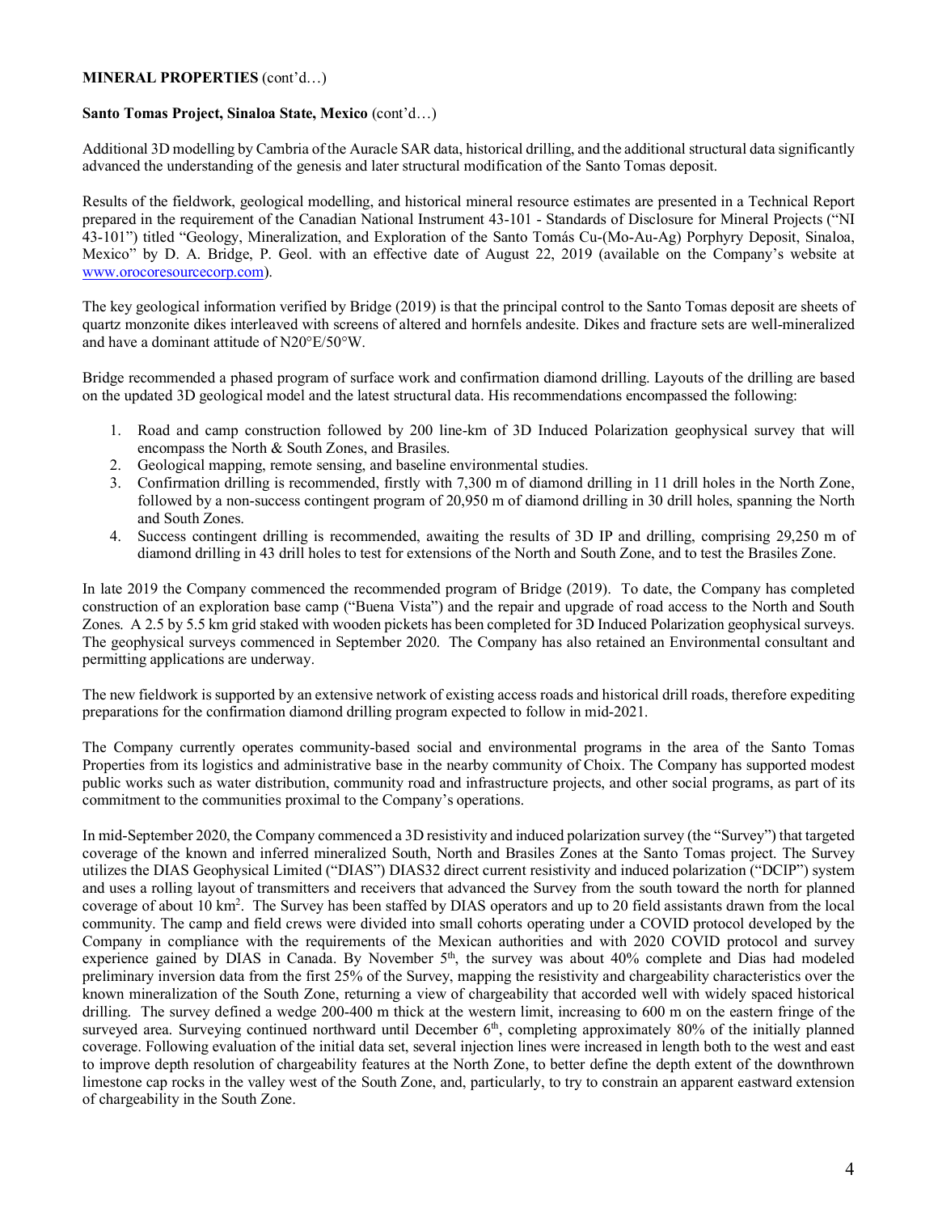**MINERAL PROPERTIES** (cont'd…)

**Santo Tomas Project, Sinaloa State, Mexico** (cont'd…)

Additional 3D modelling by Cambria of the Auracle SAR data, historical drilling, and the additional structural data significantly advanced the understanding of the genesis and later structural modification of the Santo Tomas deposit.

Results of the fieldwork, geological modelling, and historical mineral resource estimates are presented in a Technical Report prepared in the requirement of the Canadian National Instrument 43-101 - Standards of Disclosure for Mineral Projects ("NI 43-101") titled "Geology, Mineralization, and Exploration of the Santo Tomás Cu-(Mo-Au-Ag) Porphyry Deposit, Sinaloa, Mexico" by D. A. Bridge, P. Geol. with an effective date of August 22, 2019 (available on the Company's website at www.orocoresourcecorp.com).

The key geological information verified by Bridge (2019) is that the principal control to the Santo Tomas deposit are sheets of quartz monzonite dikes interleaved with screens of altered and hornfels andesite. Dikes and fracture sets are well-mineralized and have a dominant attitude of N20°E/50°W.

Bridge recommended a phased program of surface work and confirmation diamond drilling. Layouts of the drilling are based on the updated 3D geological model and the latest structural data. His recommendations encompassed the following:

1. Road and camp construction followed by 200 line-km of 3D Induced Polarization geophysical survey that will encompass the North & South Zones, and Brasiles.
2. Geological mapping, remote sensing, and baseline environmental studies.
3. Confirmation drilling is recommended, firstly with 7,300 m of diamond drilling in 11 drill holes in the North Zone, followed by a non-success contingent program of 20,950 m of diamond drilling in 30 drill holes, spanning the North and South Zones.
4. Success contingent drilling is recommended, awaiting the results of 3D IP and drilling, comprising 29,250 m of diamond drilling in 43 drill holes to test for extensions of the North and South Zone, and to test the Brasiles Zone.

In late 2019 the Company commenced the recommended program of Bridge (2019). To date, the Company has completed construction of an exploration base camp ("Buena Vista") and the repair and upgrade of road access to the North and South Zones. A 2.5 by 5.5 km grid staked with wooden pickets has been completed for 3D Induced Polarization geophysical surveys. The geophysical surveys commenced in September 2020. The Company has also retained an Environmental consultant and permitting applications are underway.

The new fieldwork is supported by an extensive network of existing access roads and historical drill roads, therefore expediting preparations for the confirmation diamond drilling program expected to follow in mid-2021.

The Company currently operates community-based social and environmental programs in the area of the Santo Tomas Properties from its logistics and administrative base in the nearby community of Choix. The Company has supported modest public works such as water distribution, community road and infrastructure projects, and other social programs, as part of its commitment to the communities proximal to the Company's operations.

In mid-September 2020, the Company commenced a 3D resistivity and induced polarization survey (the "Survey") that targeted coverage of the known and inferred mineralized South, North and Brasiles Zones at the Santo Tomas project. The Survey utilizes the DIAS Geophysical Limited ("DIAS") DIAS32 direct current resistivity and induced polarization ("DCIP") system and uses a rolling layout of transmitters and receivers that advanced the Survey from the south toward the north for planned coverage of about 10 km$^2$. The Survey has been staffed by DIAS operators and up to 20 field assistants drawn from the local community. The camp and field crews were divided into small cohorts operating under a COVID protocol developed by the Company in compliance with the requirements of the Mexican authorities and with 2020 COVID protocol and survey experience gained by DIAS in Canada. By November 5th, the survey was about 40% complete and Dias had modeled preliminary inversion data from the first 25% of the Survey, mapping the resistivity and chargeability characteristics over the known mineralization of the South Zone, returning a view of chargeability that accorded well with widely spaced historical drilling. The survey defined a wedge 200-400 m thick at the western limit, increasing to 600 m on the eastern fringe of the surveyed area. Surveying continued northward until December 6th, completing approximately 80% of the initially planned coverage. Following evaluation of the initial data set, several injection lines were increased in length both to the west and east to improve depth resolution of chargeability features at the North Zone, to better define the depth extent of the downthrown limestone cap rocks in the valley west of the South Zone, and, particularly, to try to constrain an apparent eastward extension of chargeability in the South Zone.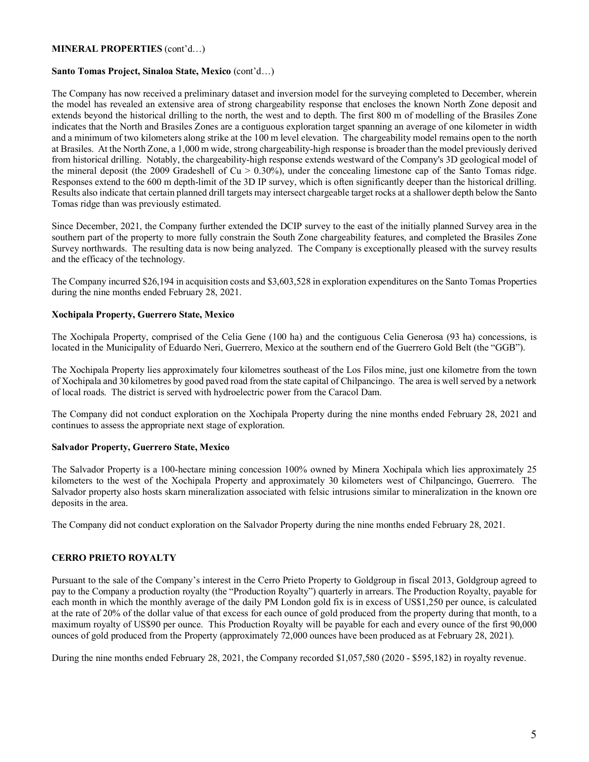**MINERAL PROPERTIES** (cont'd…)

**Santo Tomas Project, Sinaloa State, Mexico** (cont'd…)

The Company has now received a preliminary dataset and inversion model for the surveying completed to December, wherein the model has revealed an extensive area of strong chargeability response that encloses the known North Zone deposit and extends beyond the historical drilling to the north, the west and to depth. The first 800 m of modelling of the Brasiles Zone indicates that the North and Brasiles Zones are a contiguous exploration target spanning an average of one kilometer in width and a minimum of two kilometers along strike at the 100 m level elevation. The chargeability model remains open to the north at Brasiles. At the North Zone, a 1,000 m wide, strong chargeability-high response is broader than the model previously derived from historical drilling. Notably, the chargeability-high response extends westward of the Company's 3D geological model of the mineral deposit (the 2009 Gradeshell of Cu > 0.30%), under the concealing limestone cap of the Santo Tomas ridge. Responses extend to the 600 m depth-limit of the 3D IP survey, which is often significantly deeper than the historical drilling. Results also indicate that certain planned drill targets may intersect chargeable target rocks at a shallower depth below the Santo Tomas ridge than was previously estimated.

Since December, 2021, the Company further extended the DCIP survey to the east of the initially planned Survey area in the southern part of the property to more fully constrain the South Zone chargeability features, and completed the Brasiles Zone Survey northwards. The resulting data is now being analyzed. The Company is exceptionally pleased with the survey results and the efficacy of the technology.

The Company incurred $26,194 in acquisition costs and $3,603,528 in exploration expenditures on the Santo Tomas Properties during the nine months ended February 28, 2021.

**Xochipala Property, Guerrero State, Mexico**

The Xochipala Property, comprised of the Celia Gene (100 ha) and the contiguous Celia Generosa (93 ha) concessions, is located in the Municipality of Eduardo Neri, Guerrero, Mexico at the southern end of the Guerrero Gold Belt (the "GGB").

The Xochipala Property lies approximately four kilometres southeast of the Los Filos mine, just one kilometre from the town of Xochipala and 30 kilometres by good paved road from the state capital of Chilpancingo. The area is well served by a network of local roads. The district is served with hydroelectric power from the Caracol Dam.

The Company did not conduct exploration on the Xochipala Property during the nine months ended February 28, 2021 and continues to assess the appropriate next stage of exploration.

**Salvador Property, Guerrero State, Mexico**

The Salvador Property is a 100-hectare mining concession 100% owned by Minera Xochipala which lies approximately 25 kilometers to the west of the Xochipala Property and approximately 30 kilometers west of Chilpancingo, Guerrero. The Salvador property also hosts skarn mineralization associated with felsic intrusions similar to mineralization in the known ore deposits in the area.

The Company did not conduct exploration on the Salvador Property during the nine months ended February 28, 2021.

**CERRO PRIETO ROYALTY**

Pursuant to the sale of the Company's interest in the Cerro Prieto Property to Goldgroup in fiscal 2013, Goldgroup agreed to pay to the Company a production royalty (the "Production Royalty") quarterly in arrears. The Production Royalty, payable for each month in which the monthly average of the daily PM London gold fix is in excess of US$1,250 per ounce, is calculated at the rate of 20% of the dollar value of that excess for each ounce of gold produced from the property during that month, to a maximum royalty of US$90 per ounce. This Production Royalty will be payable for each and every ounce of the first 90,000 ounces of gold produced from the Property (approximately 72,000 ounces have been produced as at February 28, 2021).

During the nine months ended February 28, 2021, the Company recorded $1,057,580 (2020 - $595,182) in royalty revenue.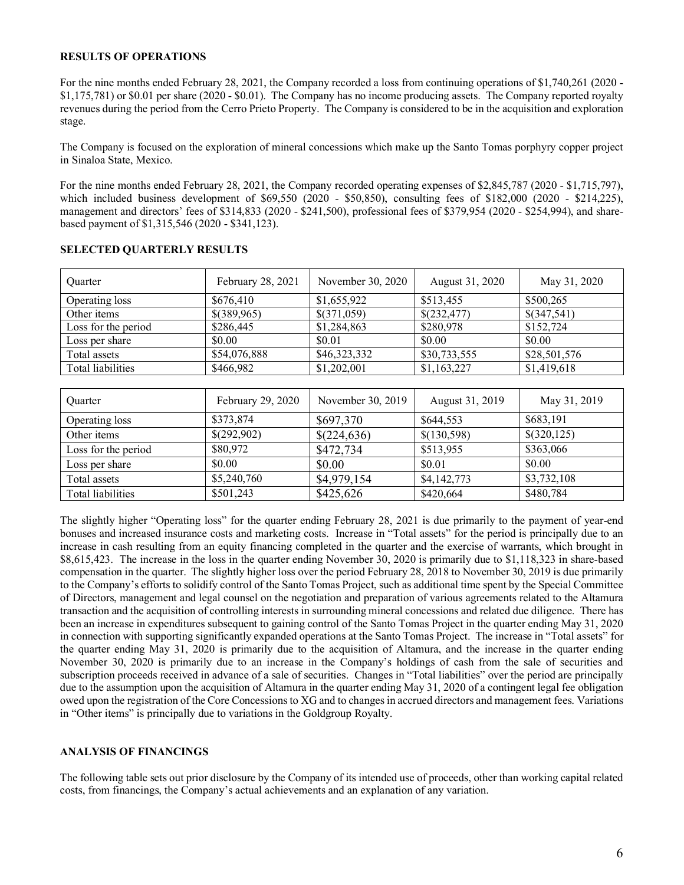## RESULTS OF OPERATIONS

For the nine months ended February 28, 2021, the Company recorded a loss from continuing operations of $1,740,261 (2020 - $1,175,781) or $0.01 per share (2020 - $0.01). The Company has no income producing assets. The Company reported royalty revenues during the period from the Cerro Prieto Property. The Company is considered to be in the acquisition and exploration stage.

The Company is focused on the exploration of mineral concessions which make up the Santo Tomas porphyry copper project in Sinaloa State, Mexico.

For the nine months ended February 28, 2021, the Company recorded operating expenses of $2,845,787 (2020 - $1,715,797), which included business development of $69,550 (2020 - $50,850), consulting fees of $182,000 (2020 - $214,225), management and directors' fees of $314,833 (2020 - $241,500), professional fees of $379,954 (2020 - $254,994), and share-based payment of $1,315,546 (2020 - $341,123).

## SELECTED QUARTERLY RESULTS

| Quarter | February 28, 2021 | November 30, 2020 | August 31, 2020 | May 31, 2020 |
|---|---|---|---|---|
| Operating loss | $676,410 | $1,655,922 | $513,455 | $500,265 |
| Other items | $(389,965) | $(371,059) | $(232,477) | $(347,541) |
| Loss for the period | $286,445 | $1,284,863 | $280,978 | $152,724 |
| Loss per share | $0.00 | $0.01 | $0.00 | $0.00 |
| Total assets | $54,076,888 | $46,323,332 | $30,733,555 | $28,501,576 |
| Total liabilities | $466,982 | $1,202,001 | $1,163,227 | $1,419,618 |

| Quarter | February 29, 2020 | November 30, 2019 | August 31, 2019 | May 31, 2019 |
|---|---|---|---|---|
| Operating loss | $373,874 | $697,370 | $644,553 | $683,191 |
| Other items | $(292,902) | $(224,636) | $(130,598) | $(320,125) |
| Loss for the period | $80,972 | $472,734 | $513,955 | $363,066 |
| Loss per share | $0.00 | $0.00 | $0.01 | $0.00 |
| Total assets | $5,240,760 | $4,979,154 | $4,142,773 | $3,732,108 |
| Total liabilities | $501,243 | $425,626 | $420,664 | $480,784 |

The slightly higher "Operating loss" for the quarter ending February 28, 2021 is due primarily to the payment of year-end bonuses and increased insurance costs and marketing costs. Increase in "Total assets" for the period is principally due to an increase in cash resulting from an equity financing completed in the quarter and the exercise of warrants, which brought in $8,615,423. The increase in the loss in the quarter ending November 30, 2020 is primarily due to $1,118,323 in share-based compensation in the quarter. The slightly higher loss over the period February 28, 2018 to November 30, 2019 is due primarily to the Company's efforts to solidify control of the Santo Tomas Project, such as additional time spent by the Special Committee of Directors, management and legal counsel on the negotiation and preparation of various agreements related to the Altamura transaction and the acquisition of controlling interests in surrounding mineral concessions and related due diligence. There has been an increase in expenditures subsequent to gaining control of the Santo Tomas Project in the quarter ending May 31, 2020 in connection with supporting significantly expanded operations at the Santo Tomas Project. The increase in "Total assets" for the quarter ending May 31, 2020 is primarily due to the acquisition of Altamura, and the increase in the quarter ending November 30, 2020 is primarily due to an increase in the Company's holdings of cash from the sale of securities and subscription proceeds received in advance of a sale of securities. Changes in "Total liabilities" over the period are principally due to the assumption upon the acquisition of Altamura in the quarter ending May 31, 2020 of a contingent legal fee obligation owed upon the registration of the Core Concessions to XG and to changes in accrued directors and management fees. Variations in "Other items" is principally due to variations in the Goldgroup Royalty.

## ANALYSIS OF FINANCINGS

The following table sets out prior disclosure by the Company of its intended use of proceeds, other than working capital related costs, from financings, the Company's actual achievements and an explanation of any variation.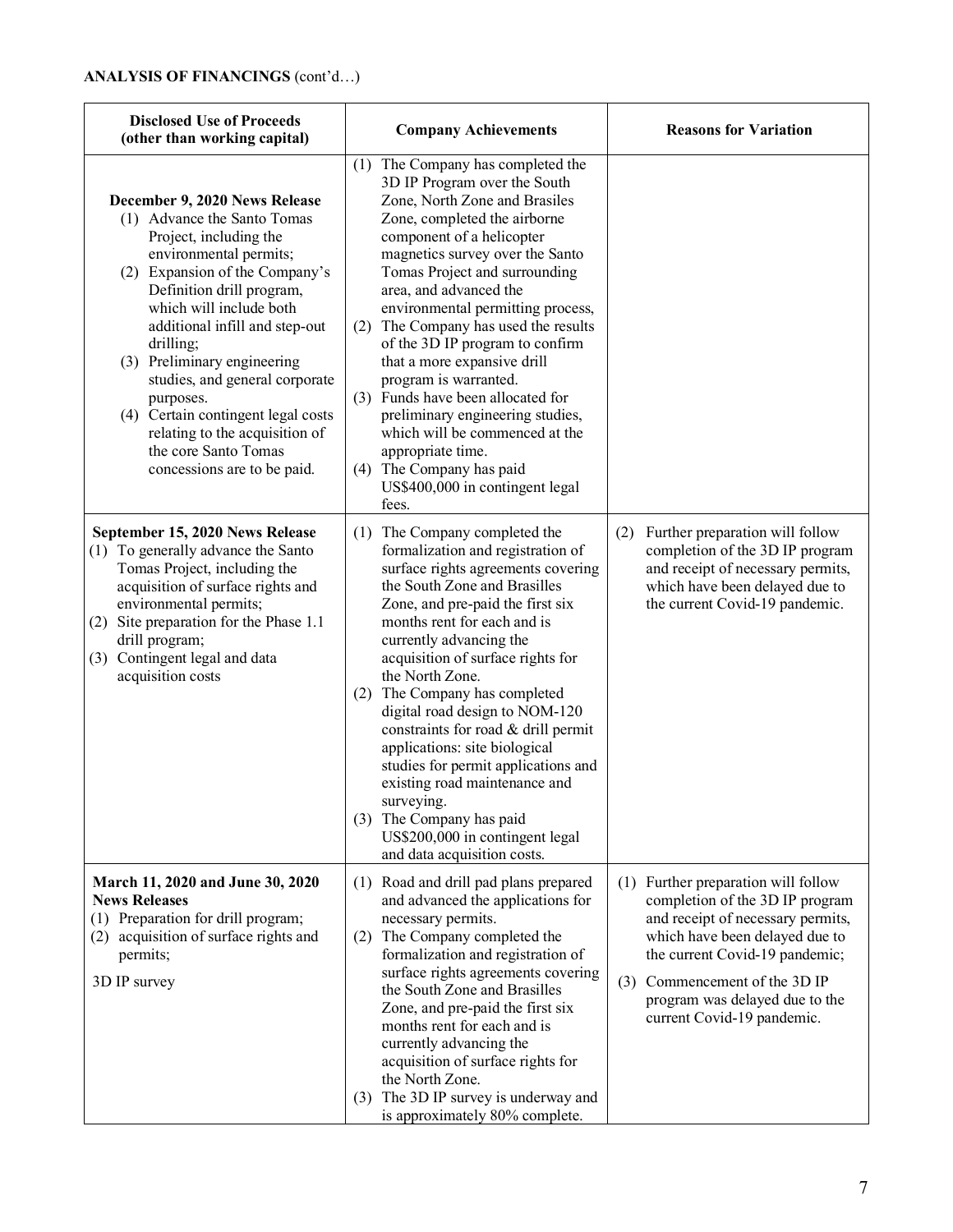**ANALYSIS OF FINANCINGS** (cont'd…)

| Disclosed Use of Proceeds (other than working capital) | Company Achievements | Reasons for Variation |
|---|---|---|
| **December 9, 2020 News Release**<br>(1) Advance the Santo Tomas Project, including the environmental permits;<br>(2) Expansion of the Company's Definition drill program, which will include both additional infill and step-out drilling;<br>(3) Preliminary engineering studies, and general corporate purposes.<br>(4) Certain contingent legal costs relating to the acquisition of the core Santo Tomas concessions are to be paid. | (1) The Company has completed the 3D IP Program over the South Zone, North Zone and Brasiles Zone, completed the airborne component of a helicopter magnetics survey over the Santo Tomas Project and surrounding area, and advanced the environmental permitting process,<br>(2) The Company has used the results of the 3D IP program to confirm that a more expansive drill program is warranted.<br>(3) Funds have been allocated for preliminary engineering studies, which will be commenced at the appropriate time.<br>(4) The Company has paid US$400,000 in contingent legal fees. | |
| **September 15, 2020 News Release**<br>(1) To generally advance the Santo Tomas Project, including the acquisition of surface rights and environmental permits;<br>(2) Site preparation for the Phase 1.1 drill program;<br>(3) Contingent legal and data acquisition costs | (1) The Company completed the formalization and registration of surface rights agreements covering the South Zone and Brasilles Zone, and pre-paid the first six months rent for each and is currently advancing the acquisition of surface rights for the North Zone.<br>(2) The Company has completed digital road design to NOM-120 constraints for road & drill permit applications: site biological studies for permit applications and existing road maintenance and surveying.<br>(3) The Company has paid US$200,000 in contingent legal and data acquisition costs. | (2) Further preparation will follow completion of the 3D IP program and receipt of necessary permits, which have been delayed due to the current Covid-19 pandemic. |
| **March 11, 2020 and June 30, 2020 News Releases**<br>(1) Preparation for drill program;<br>(2) acquisition of surface rights and permits;<br>3D IP survey | (1) Road and drill pad plans prepared and advanced the applications for necessary permits.<br>(2) The Company completed the formalization and registration of surface rights agreements covering the South Zone and Brasilles Zone, and pre-paid the first six months rent for each and is currently advancing the acquisition of surface rights for the North Zone.<br>(3) The 3D IP survey is underway and is approximately 80% complete. | (1) Further preparation will follow completion of the 3D IP program and receipt of necessary permits, which have been delayed due to the current Covid-19 pandemic;<br>(3) Commencement of the 3D IP program was delayed due to the current Covid-19 pandemic. |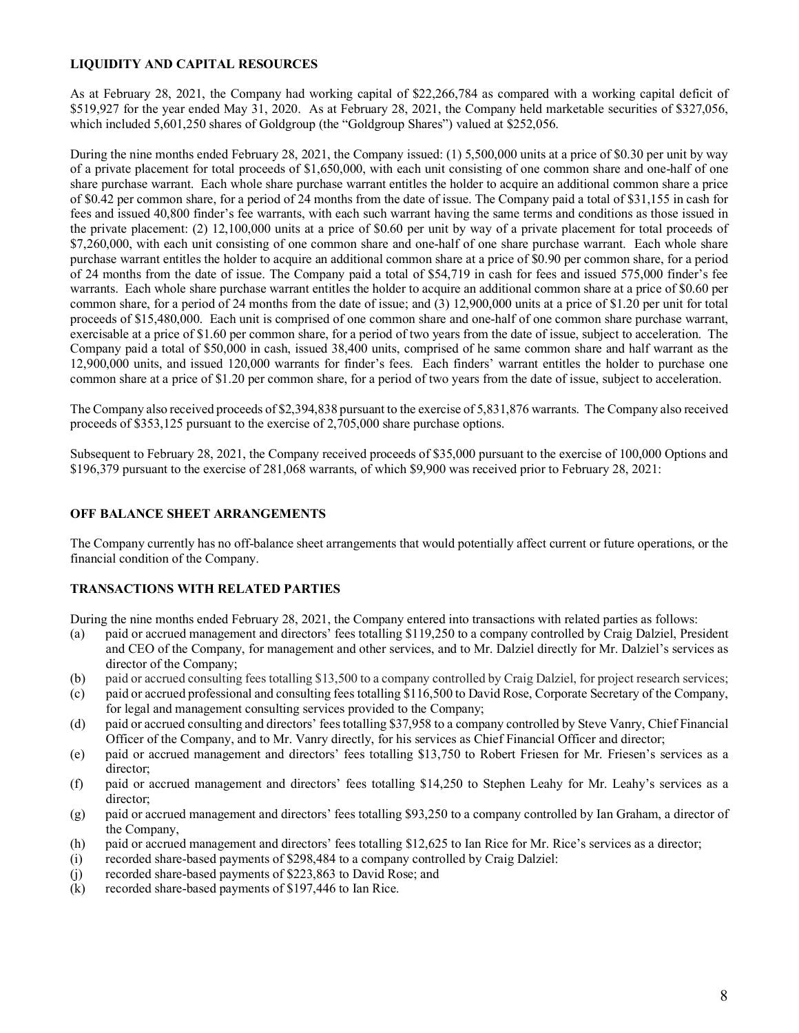**LIQUIDITY AND CAPITAL RESOURCES**

As at February 28, 2021, the Company had working capital of $22,266,784 as compared with a working capital deficit of $519,927 for the year ended May 31, 2020. As at February 28, 2021, the Company held marketable securities of $327,056, which included 5,601,250 shares of Goldgroup (the "Goldgroup Shares") valued at $252,056.

During the nine months ended February 28, 2021, the Company issued: (1) 5,500,000 units at a price of $0.30 per unit by way of a private placement for total proceeds of $1,650,000, with each unit consisting of one common share and one-half of one share purchase warrant. Each whole share purchase warrant entitles the holder to acquire an additional common share a price of $0.42 per common share, for a period of 24 months from the date of issue. The Company paid a total of $31,155 in cash for fees and issued 40,800 finder's fee warrants, with each such warrant having the same terms and conditions as those issued in the private placement: (2) 12,100,000 units at a price of $0.60 per unit by way of a private placement for total proceeds of $7,260,000, with each unit consisting of one common share and one-half of one share purchase warrant. Each whole share purchase warrant entitles the holder to acquire an additional common share at a price of $0.90 per common share, for a period of 24 months from the date of issue. The Company paid a total of $54,719 in cash for fees and issued 575,000 finder's fee warrants. Each whole share purchase warrant entitles the holder to acquire an additional common share at a price of $0.60 per common share, for a period of 24 months from the date of issue; and (3) 12,900,000 units at a price of $1.20 per unit for total proceeds of $15,480,000. Each unit is comprised of one common share and one-half of one common share purchase warrant, exercisable at a price of $1.60 per common share, for a period of two years from the date of issue, subject to acceleration. The Company paid a total of $50,000 in cash, issued 38,400 units, comprised of he same common share and half warrant as the 12,900,000 units, and issued 120,000 warrants for finder's fees. Each finders' warrant entitles the holder to purchase one common share at a price of $1.20 per common share, for a period of two years from the date of issue, subject to acceleration.

The Company also received proceeds of $2,394,838 pursuant to the exercise of 5,831,876 warrants. The Company also received proceeds of $353,125 pursuant to the exercise of 2,705,000 share purchase options.

Subsequent to February 28, 2021, the Company received proceeds of $35,000 pursuant to the exercise of 100,000 Options and $196,379 pursuant to the exercise of 281,068 warrants, of which $9,900 was received prior to February 28, 2021:

**OFF BALANCE SHEET ARRANGEMENTS**

The Company currently has no off-balance sheet arrangements that would potentially affect current or future operations, or the financial condition of the Company.

**TRANSACTIONS WITH RELATED PARTIES**

During the nine months ended February 28, 2021, the Company entered into transactions with related parties as follows:

(a) paid or accrued management and directors' fees totalling $119,250 to a company controlled by Craig Dalziel, President and CEO of the Company, for management and other services, and to Mr. Dalziel directly for Mr. Dalziel's services as director of the Company;
(b) paid or accrued consulting fees totalling $13,500 to a company controlled by Craig Dalziel, for project research services;
(c) paid or accrued professional and consulting fees totalling $116,500 to David Rose, Corporate Secretary of the Company, for legal and management consulting services provided to the Company;
(d) paid or accrued consulting and directors' fees totalling $37,958 to a company controlled by Steve Vanry, Chief Financial Officer of the Company, and to Mr. Vanry directly, for his services as Chief Financial Officer and director;
(e) paid or accrued management and directors' fees totalling $13,750 to Robert Friesen for Mr. Friesen's services as a director;
(f) paid or accrued management and directors' fees totalling $14,250 to Stephen Leahy for Mr. Leahy's services as a director;
(g) paid or accrued management and directors' fees totalling $93,250 to a company controlled by Ian Graham, a director of the Company,
(h) paid or accrued management and directors' fees totalling $12,625 to Ian Rice for Mr. Rice's services as a director;
(i) recorded share-based payments of $298,484 to a company controlled by Craig Dalziel:
(j) recorded share-based payments of $223,863 to David Rose; and
(k) recorded share-based payments of $197,446 to Ian Rice.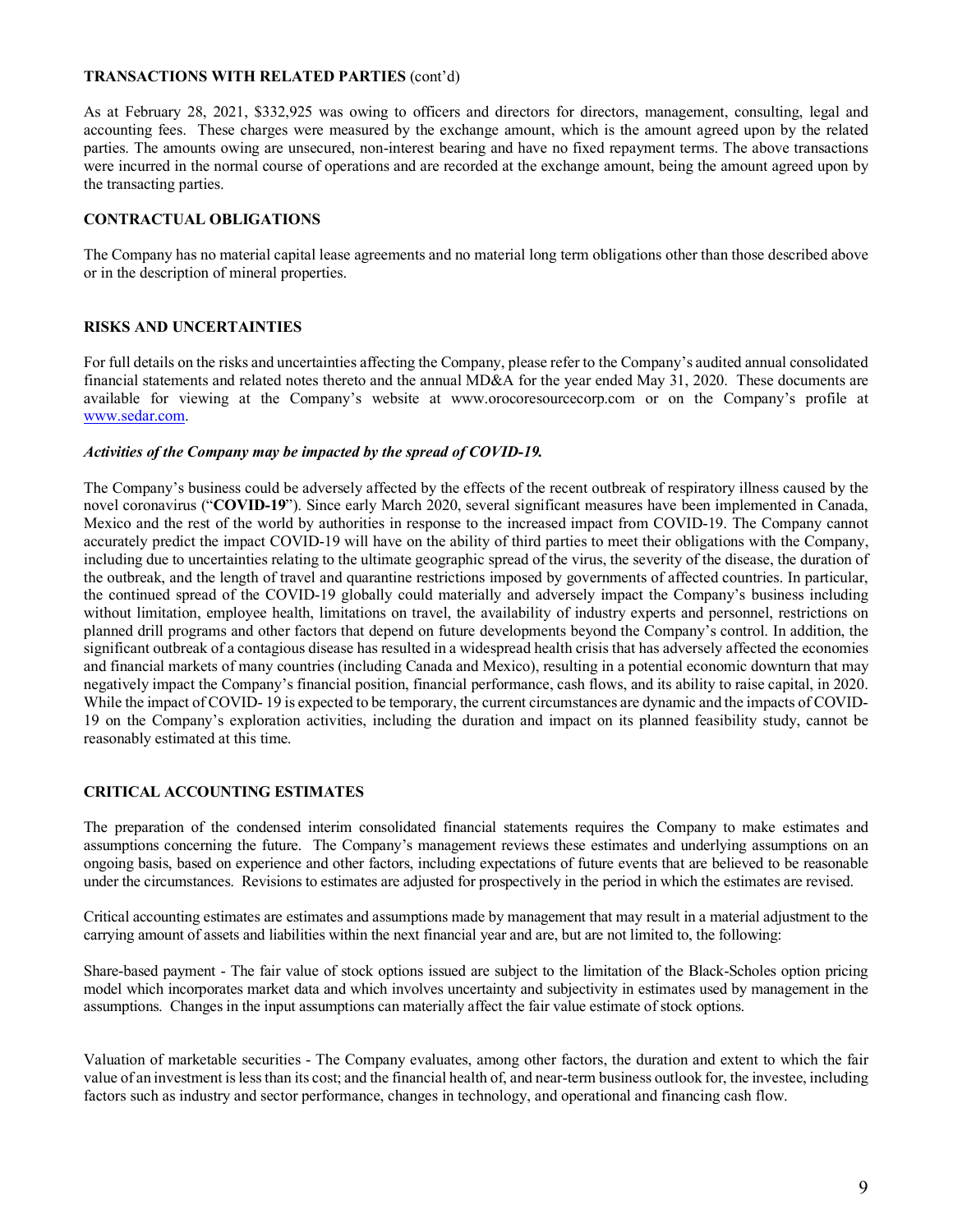## TRANSACTIONS WITH RELATED PARTIES (cont'd)

As at February 28, 2021, $332,925 was owing to officers and directors for directors, management, consulting, legal and accounting fees. These charges were measured by the exchange amount, which is the amount agreed upon by the related parties. The amounts owing are unsecured, non-interest bearing and have no fixed repayment terms. The above transactions were incurred in the normal course of operations and are recorded at the exchange amount, being the amount agreed upon by the transacting parties.

## CONTRACTUAL OBLIGATIONS

The Company has no material capital lease agreements and no material long term obligations other than those described above or in the description of mineral properties.

## RISKS AND UNCERTAINTIES

For full details on the risks and uncertainties affecting the Company, please refer to the Company's audited annual consolidated financial statements and related notes thereto and the annual MD&A for the year ended May 31, 2020. These documents are available for viewing at the Company's website at www.orocoresourcecorp.com or on the Company's profile at www.sedar.com.

***Activities of the Company may be impacted by the spread of COVID-19.***

The Company's business could be adversely affected by the effects of the recent outbreak of respiratory illness caused by the novel coronavirus ("**COVID-19**"). Since early March 2020, several significant measures have been implemented in Canada, Mexico and the rest of the world by authorities in response to the increased impact from COVID-19. The Company cannot accurately predict the impact COVID-19 will have on the ability of third parties to meet their obligations with the Company, including due to uncertainties relating to the ultimate geographic spread of the virus, the severity of the disease, the duration of the outbreak, and the length of travel and quarantine restrictions imposed by governments of affected countries. In particular, the continued spread of the COVID-19 globally could materially and adversely impact the Company's business including without limitation, employee health, limitations on travel, the availability of industry experts and personnel, restrictions on planned drill programs and other factors that depend on future developments beyond the Company's control. In addition, the significant outbreak of a contagious disease has resulted in a widespread health crisis that has adversely affected the economies and financial markets of many countries (including Canada and Mexico), resulting in a potential economic downturn that may negatively impact the Company's financial position, financial performance, cash flows, and its ability to raise capital, in 2020. While the impact of COVID- 19 is expected to be temporary, the current circumstances are dynamic and the impacts of COVID-19 on the Company's exploration activities, including the duration and impact on its planned feasibility study, cannot be reasonably estimated at this time.

## CRITICAL ACCOUNTING ESTIMATES

The preparation of the condensed interim consolidated financial statements requires the Company to make estimates and assumptions concerning the future. The Company's management reviews these estimates and underlying assumptions on an ongoing basis, based on experience and other factors, including expectations of future events that are believed to be reasonable under the circumstances. Revisions to estimates are adjusted for prospectively in the period in which the estimates are revised.

Critical accounting estimates are estimates and assumptions made by management that may result in a material adjustment to the carrying amount of assets and liabilities within the next financial year and are, but are not limited to, the following:

Share-based payment - The fair value of stock options issued are subject to the limitation of the Black-Scholes option pricing model which incorporates market data and which involves uncertainty and subjectivity in estimates used by management in the assumptions. Changes in the input assumptions can materially affect the fair value estimate of stock options.

Valuation of marketable securities - The Company evaluates, among other factors, the duration and extent to which the fair value of an investment is less than its cost; and the financial health of, and near-term business outlook for, the investee, including factors such as industry and sector performance, changes in technology, and operational and financing cash flow.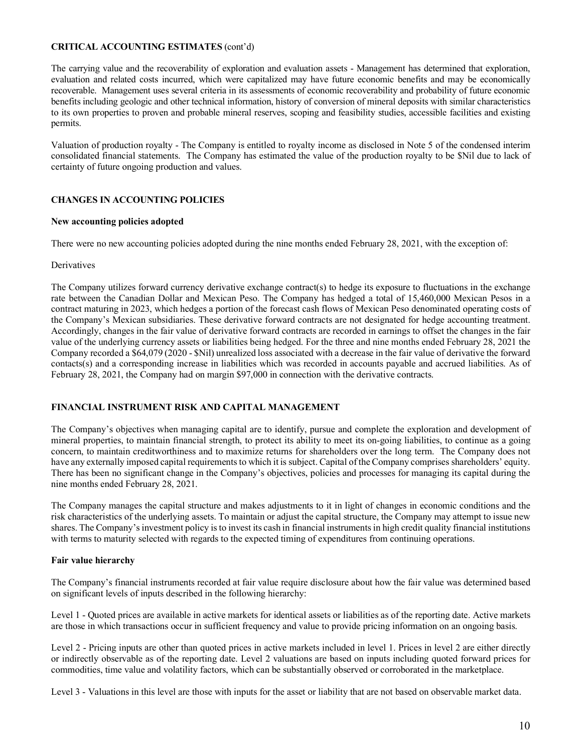**CRITICAL ACCOUNTING ESTIMATES** (cont'd)

The carrying value and the recoverability of exploration and evaluation assets - Management has determined that exploration, evaluation and related costs incurred, which were capitalized may have future economic benefits and may be economically recoverable. Management uses several criteria in its assessments of economic recoverability and probability of future economic benefits including geologic and other technical information, history of conversion of mineral deposits with similar characteristics to its own properties to proven and probable mineral reserves, scoping and feasibility studies, accessible facilities and existing permits.

Valuation of production royalty - The Company is entitled to royalty income as disclosed in Note 5 of the condensed interim consolidated financial statements. The Company has estimated the value of the production royalty to be $Nil due to lack of certainty of future ongoing production and values.

## CHANGES IN ACCOUNTING POLICIES

### New accounting policies adopted

There were no new accounting policies adopted during the nine months ended February 28, 2021, with the exception of:

Derivatives

The Company utilizes forward currency derivative exchange contract(s) to hedge its exposure to fluctuations in the exchange rate between the Canadian Dollar and Mexican Peso. The Company has hedged a total of 15,460,000 Mexican Pesos in a contract maturing in 2023, which hedges a portion of the forecast cash flows of Mexican Peso denominated operating costs of the Company's Mexican subsidiaries. These derivative forward contracts are not designated for hedge accounting treatment. Accordingly, changes in the fair value of derivative forward contracts are recorded in earnings to offset the changes in the fair value of the underlying currency assets or liabilities being hedged. For the three and nine months ended February 28, 2021 the Company recorded a $64,079 (2020 - $Nil) unrealized loss associated with a decrease in the fair value of derivative the forward contacts(s) and a corresponding increase in liabilities which was recorded in accounts payable and accrued liabilities. As of February 28, 2021, the Company had on margin $97,000 in connection with the derivative contracts.

## FINANCIAL INSTRUMENT RISK AND CAPITAL MANAGEMENT

The Company's objectives when managing capital are to identify, pursue and complete the exploration and development of mineral properties, to maintain financial strength, to protect its ability to meet its on-going liabilities, to continue as a going concern, to maintain creditworthiness and to maximize returns for shareholders over the long term. The Company does not have any externally imposed capital requirements to which it is subject. Capital of the Company comprises shareholders' equity. There has been no significant change in the Company's objectives, policies and processes for managing its capital during the nine months ended February 28, 2021.

The Company manages the capital structure and makes adjustments to it in light of changes in economic conditions and the risk characteristics of the underlying assets. To maintain or adjust the capital structure, the Company may attempt to issue new shares. The Company's investment policy is to invest its cash in financial instruments in high credit quality financial institutions with terms to maturity selected with regards to the expected timing of expenditures from continuing operations.

### Fair value hierarchy

The Company's financial instruments recorded at fair value require disclosure about how the fair value was determined based on significant levels of inputs described in the following hierarchy:

Level 1 - Quoted prices are available in active markets for identical assets or liabilities as of the reporting date. Active markets are those in which transactions occur in sufficient frequency and value to provide pricing information on an ongoing basis.

Level 2 - Pricing inputs are other than quoted prices in active markets included in level 1. Prices in level 2 are either directly or indirectly observable as of the reporting date. Level 2 valuations are based on inputs including quoted forward prices for commodities, time value and volatility factors, which can be substantially observed or corroborated in the marketplace.

Level 3 - Valuations in this level are those with inputs for the asset or liability that are not based on observable market data.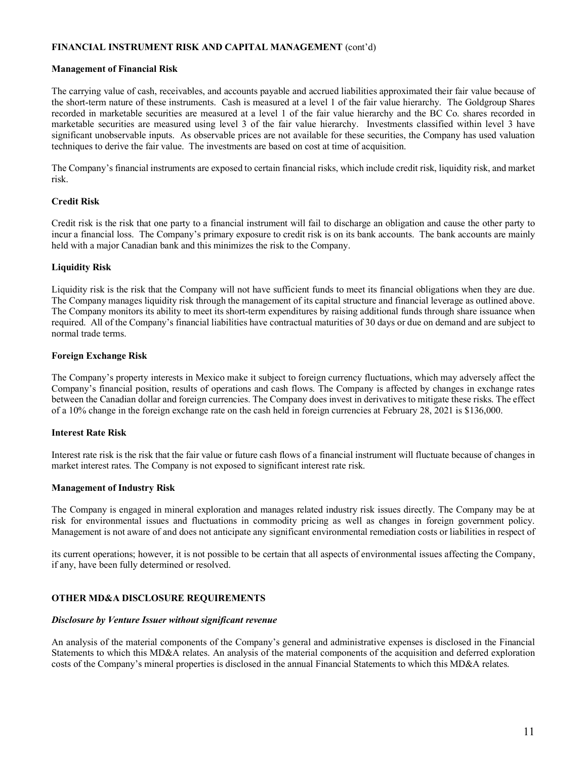**FINANCIAL INSTRUMENT RISK AND CAPITAL MANAGEMENT** (cont'd)

**Management of Financial Risk**

The carrying value of cash, receivables, and accounts payable and accrued liabilities approximated their fair value because of the short-term nature of these instruments. Cash is measured at a level 1 of the fair value hierarchy. The Goldgroup Shares recorded in marketable securities are measured at a level 1 of the fair value hierarchy and the BC Co. shares recorded in marketable securities are measured using level 3 of the fair value hierarchy. Investments classified within level 3 have significant unobservable inputs. As observable prices are not available for these securities, the Company has used valuation techniques to derive the fair value. The investments are based on cost at time of acquisition.

The Company's financial instruments are exposed to certain financial risks, which include credit risk, liquidity risk, and market risk.

**Credit Risk**

Credit risk is the risk that one party to a financial instrument will fail to discharge an obligation and cause the other party to incur a financial loss. The Company's primary exposure to credit risk is on its bank accounts. The bank accounts are mainly held with a major Canadian bank and this minimizes the risk to the Company.

**Liquidity Risk**

Liquidity risk is the risk that the Company will not have sufficient funds to meet its financial obligations when they are due. The Company manages liquidity risk through the management of its capital structure and financial leverage as outlined above. The Company monitors its ability to meet its short-term expenditures by raising additional funds through share issuance when required. All of the Company's financial liabilities have contractual maturities of 30 days or due on demand and are subject to normal trade terms.

**Foreign Exchange Risk**

The Company's property interests in Mexico make it subject to foreign currency fluctuations, which may adversely affect the Company's financial position, results of operations and cash flows. The Company is affected by changes in exchange rates between the Canadian dollar and foreign currencies. The Company does invest in derivatives to mitigate these risks. The effect of a 10% change in the foreign exchange rate on the cash held in foreign currencies at February 28, 2021 is $136,000.

**Interest Rate Risk**

Interest rate risk is the risk that the fair value or future cash flows of a financial instrument will fluctuate because of changes in market interest rates. The Company is not exposed to significant interest rate risk.

**Management of Industry Risk**

The Company is engaged in mineral exploration and manages related industry risk issues directly. The Company may be at risk for environmental issues and fluctuations in commodity pricing as well as changes in foreign government policy. Management is not aware of and does not anticipate any significant environmental remediation costs or liabilities in respect of its current operations; however, it is not possible to be certain that all aspects of environmental issues affecting the Company, if any, have been fully determined or resolved.

**OTHER MD&A DISCLOSURE REQUIREMENTS**

***Disclosure by Venture Issuer without significant revenue***

An analysis of the material components of the Company's general and administrative expenses is disclosed in the Financial Statements to which this MD&A relates. An analysis of the material components of the acquisition and deferred exploration costs of the Company's mineral properties is disclosed in the annual Financial Statements to which this MD&A relates.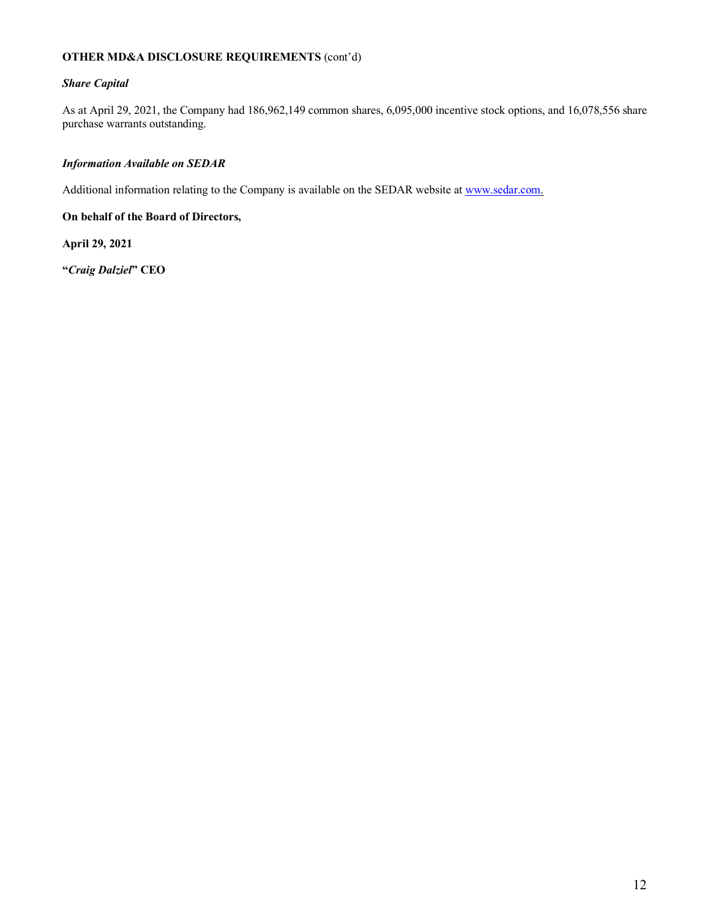**OTHER MD&A DISCLOSURE REQUIREMENTS** (cont'd)

***Share Capital***

As at April 29, 2021, the Company had 186,962,149 common shares, 6,095,000 incentive stock options, and 16,078,556 share purchase warrants outstanding.

***Information Available on SEDAR***

Additional information relating to the Company is available on the SEDAR website at www.sedar.com.

**On behalf of the Board of Directors,**

**April 29, 2021**

**"*Craig Dalziel*" CEO**